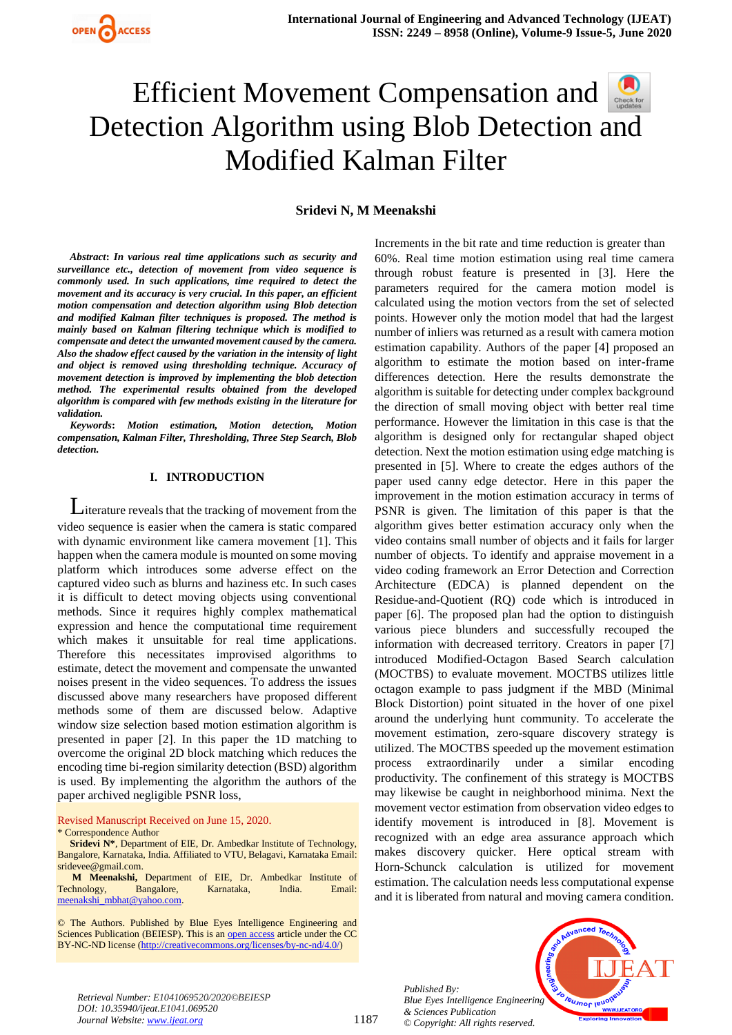# Efficient Movement Compensation and Detection Algorithm using Blob Detection and Modified Kalman Filter

**Sridevi N, M Meenakshi**

***Abstract*: *In various real time applications such as security and surveillance etc., detection of movement from video sequence is commonly used. In such applications, time required to detect the movement and its accuracy is very crucial. In this paper, an efficient motion compensation and detection algorithm using Blob detection and modified Kalman filter techniques is proposed. The method is mainly based on Kalman filtering technique which is modified to compensate and detect the unwanted movement caused by the camera. Also the shadow effect caused by the variation in the intensity of light and object is removed using thresholding technique. Accuracy of movement detection is improved by implementing the blob detection method. The experimental results obtained from the developed algorithm is compared with few methods existing in the literature for validation.***

***Keywords*: *Motion estimation, Motion detection, Motion compensation, Kalman Filter, Thresholding, Three Step Search, Blob detection.***

## I. INTRODUCTION

Literature reveals that the tracking of movement from the video sequence is easier when the camera is static compared with dynamic environment like camera movement [1]. This happen when the camera module is mounted on some moving platform which introduces some adverse effect on the captured video such as blurns and haziness etc. In such cases it is difficult to detect moving objects using conventional methods. Since it requires highly complex mathematical expression and hence the computational time requirement which makes it unsuitable for real time applications. Therefore this necessitates improvised algorithms to estimate, detect the movement and compensate the unwanted noises present in the video sequences. To address the issues discussed above many researchers have proposed different methods some of them are discussed below. Adaptive window size selection based motion estimation algorithm is presented in paper [2]. In this paper the 1D matching to overcome the original 2D block matching which reduces the encoding time bi-region similarity detection (BSD) algorithm is used. By implementing the algorithm the authors of the paper archived negligible PSNR loss,

Revised Manuscript Received on June 15, 2020.

\* Correspondence Author

**Sridevi N\***, Department of EIE, Dr. Ambedkar Institute of Technology, Bangalore, Karnataka, India. Affiliated to VTU, Belagavi, Karnataka Email: sridevee@gmail.com.

**M Meenakshi,** Department of EIE, Dr. Ambedkar Institute of Technology, Bangalore, Karnataka, India. Email: meenakshi_mbhat@yahoo.com.

© The Authors. Published by Blue Eyes Intelligence Engineering and Sciences Publication (BEIESP). This is an open access article under the CC BY-NC-ND license (http://creativecommons.org/licenses/by-nc-nd/4.0/)

Increments in the bit rate and time reduction is greater than 60%. Real time motion estimation using real time camera through robust feature is presented in [3]. Here the parameters required for the camera motion model is calculated using the motion vectors from the set of selected points. However only the motion model that had the largest number of inliers was returned as a result with camera motion estimation capability. Authors of the paper [4] proposed an algorithm to estimate the motion based on inter-frame differences detection. Here the results demonstrate the algorithm is suitable for detecting under complex background the direction of small moving object with better real time performance. However the limitation in this case is that the algorithm is designed only for rectangular shaped object detection. Next the motion estimation using edge matching is presented in [5]. Where to create the edges authors of the paper used canny edge detector. Here in this paper the improvement in the motion estimation accuracy in terms of PSNR is given. The limitation of this paper is that the algorithm gives better estimation accuracy only when the video contains small number of objects and it fails for larger number of objects. To identify and appraise movement in a video coding framework an Error Detection and Correction Architecture (EDCA) is planned dependent on the Residue-and-Quotient (RQ) code which is introduced in paper [6]. The proposed plan had the option to distinguish various piece blunders and successfully recouped the information with decreased territory. Creators in paper [7] introduced Modified-Octagon Based Search calculation (MOCTBS) to evaluate movement. MOCTBS utilizes little octagon example to pass judgment if the MBD (Minimal Block Distortion) point situated in the hover of one pixel around the underlying hunt community. To accelerate the movement estimation, zero-square discovery strategy is utilized. The MOCTBS speeded up the movement estimation process extraordinarily under a similar encoding productivity. The confinement of this strategy is MOCTBS may likewise be caught in neighborhood minima. Next the movement vector estimation from observation video edges to identify movement is introduced in [8]. Movement is recognized with an edge area assurance approach which makes discovery quicker. Here optical stream with Horn-Schunck calculation is utilized for movement estimation. The calculation needs less computational expense and it is liberated from natural and moving camera condition.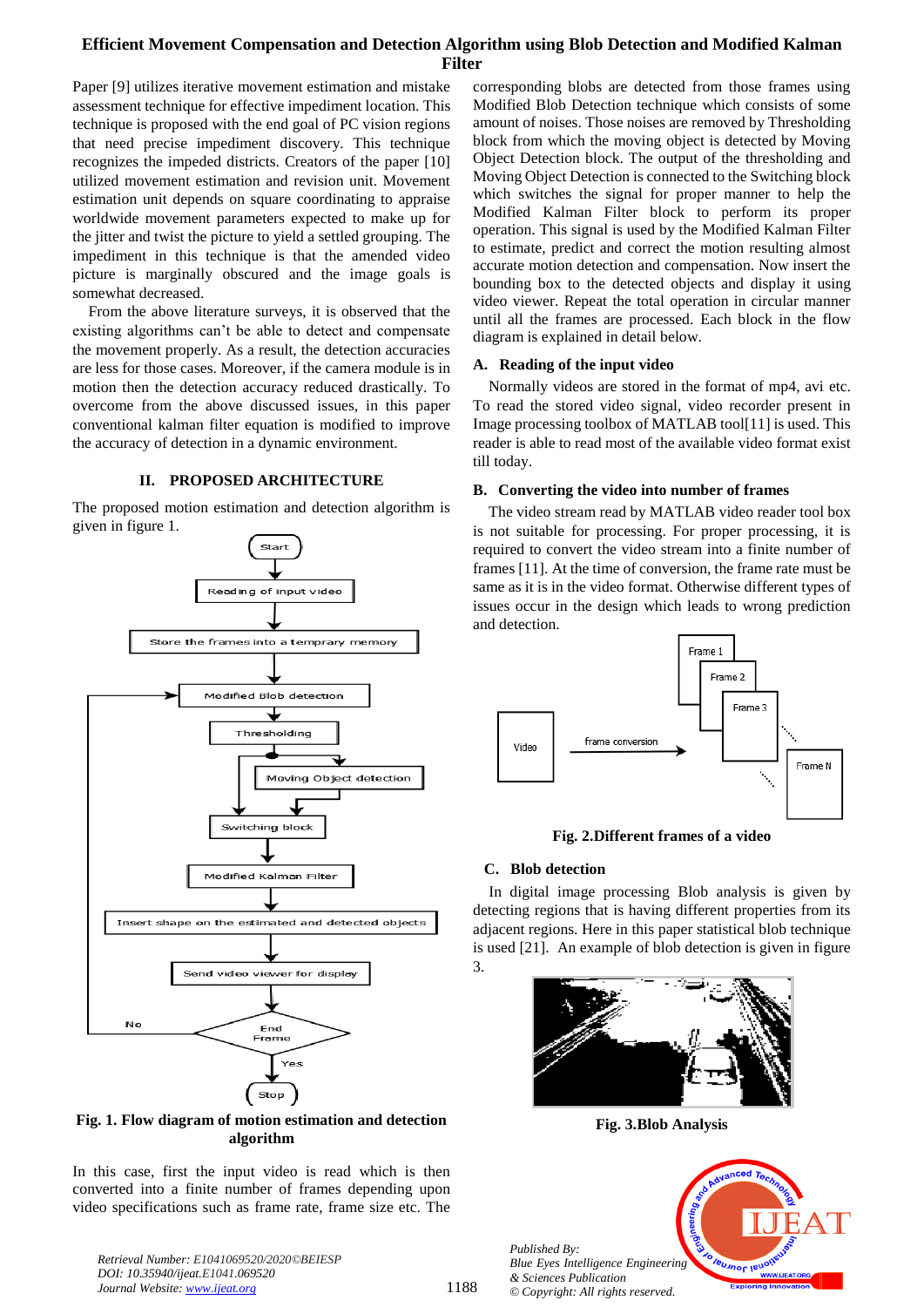Paper [9] utilizes iterative movement estimation and mistake assessment technique for effective impediment location. This technique is proposed with the end goal of PC vision regions that need precise impediment discovery. This technique recognizes the impeded districts. Creators of the paper [10] utilized movement estimation and revision unit. Movement estimation unit depends on square coordinating to appraise worldwide movement parameters expected to make up for the jitter and twist the picture to yield a settled grouping. The impediment in this technique is that the amended video picture is marginally obscured and the image goals is somewhat decreased.

From the above literature surveys, it is observed that the existing algorithms can't be able to detect and compensate the movement properly. As a result, the detection accuracies are less for those cases. Moreover, if the camera module is in motion then the detection accuracy reduced drastically. To overcome from the above discussed issues, in this paper conventional kalman filter equation is modified to improve the accuracy of detection in a dynamic environment.

## II. PROPOSED ARCHITECTURE

The proposed motion estimation and detection algorithm is given in figure 1.

Fig. 1. Flow diagram of motion estimation and detection algorithm

In this case, first the input video is read which is then converted into a finite number of frames depending upon video specifications such as frame rate, frame size etc. The corresponding blobs are detected from those frames using Modified Blob Detection technique which consists of some amount of noises. Those noises are removed by Thresholding block from which the moving object is detected by Moving Object Detection block. The output of the thresholding and Moving Object Detection is connected to the Switching block which switches the signal for proper manner to help the Modified Kalman Filter block to perform its proper operation. This signal is used by the Modified Kalman Filter to estimate, predict and correct the motion resulting almost accurate motion detection and compensation. Now insert the bounding box to the detected objects and display it using video viewer. Repeat the total operation in circular manner until all the frames are processed. Each block in the flow diagram is explained in detail below.

### A. Reading of the input video

Normally videos are stored in the format of mp4, avi etc. To read the stored video signal, video recorder present in Image processing toolbox of MATLAB tool[11] is used. This reader is able to read most of the available video format exist till today.

### B. Converting the video into number of frames

The video stream read by MATLAB video reader tool box is not suitable for processing. For proper processing, it is required to convert the video stream into a finite number of frames [11]. At the time of conversion, the frame rate must be same as it is in the video format. Otherwise different types of issues occur in the design which leads to wrong prediction and detection.

Fig. 2.Different frames of a video

### C. Blob detection

In digital image processing Blob analysis is given by detecting regions that is having different properties from its adjacent regions. Here in this paper statistical blob technique is used [21]. An example of blob detection is given in figure 3.

Fig. 3.Blob Analysis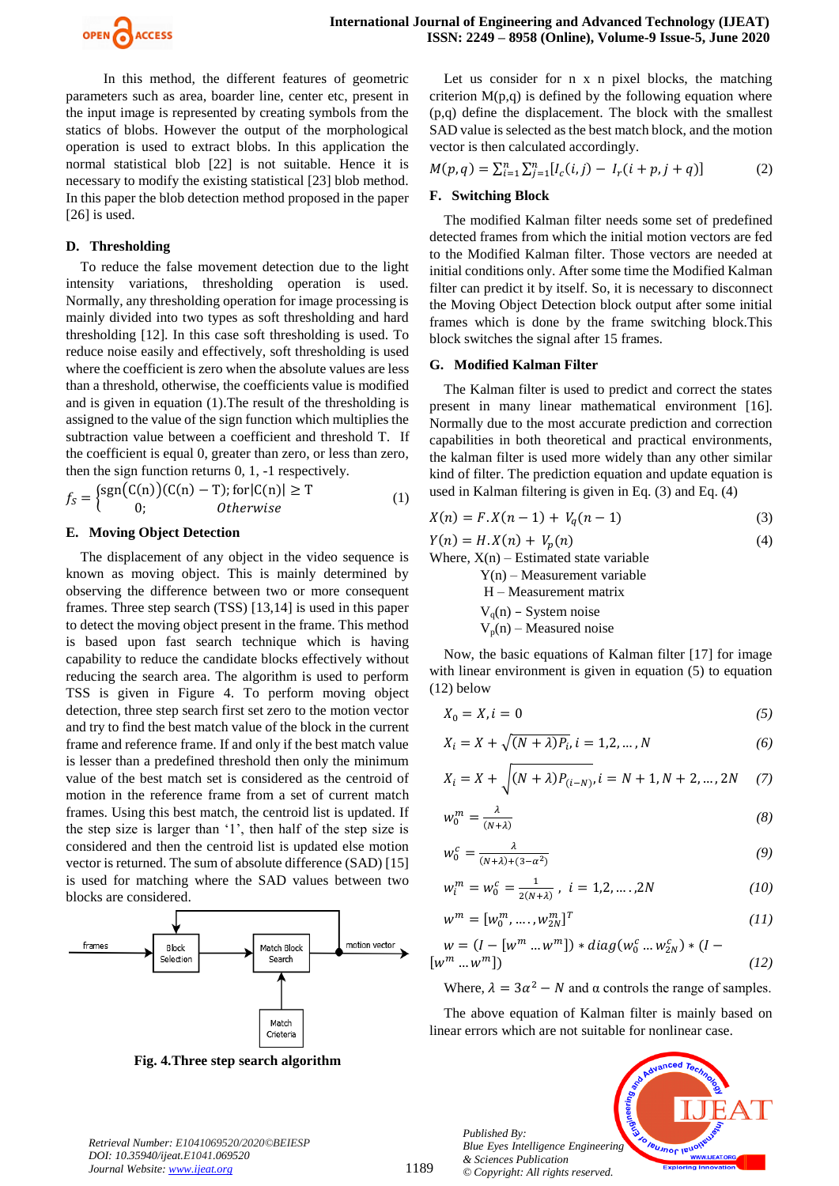In this method, the different features of geometric parameters such as area, boarder line, center etc, present in the input image is represented by creating symbols from the statics of blobs. However the output of the morphological operation is used to extract blobs. In this application the normal statistical blob [22] is not suitable. Hence it is necessary to modify the existing statistical [23] blob method. In this paper the blob detection method proposed in the paper [26] is used.

### D. Thresholding

To reduce the false movement detection due to the light intensity variations, thresholding operation is used. Normally, any thresholding operation for image processing is mainly divided into two types as soft thresholding and hard thresholding [12]. In this case soft thresholding is used. To reduce noise easily and effectively, soft thresholding is used where the coefficient is zero when the absolute values are less than a threshold, otherwise, the coefficients value is modified and is given in equation (1).The result of the thresholding is assigned to the value of the sign function which multiplies the subtraction value between a coefficient and threshold T. If the coefficient is equal 0, greater than zero, or less than zero, then the sign function returns 0, 1, -1 respectively.

$$f_S = \begin{cases} \text{sgn}\big(C(n)\big)(C(n) - T); \text{for} |C(n)| \geq T \\ 0; \quad\quad Otherwise \end{cases} \quad (1)$$

### E. Moving Object Detection

The displacement of any object in the video sequence is known as moving object. This is mainly determined by observing the difference between two or more consequent frames. Three step search (TSS) [13,14] is used in this paper to detect the moving object present in the frame. This method is based upon fast search technique which is having capability to reduce the candidate blocks effectively without reducing the search area. The algorithm is used to perform TSS is given in Figure 4. To perform moving object detection, three step search first set zero to the motion vector and try to find the best match value of the block in the current frame and reference frame. If and only if the best match value is lesser than a predefined threshold then only the minimum value of the best match set is considered as the centroid of motion in the reference frame from a set of current match frames. Using this best match, the centroid list is updated. If the step size is larger than '1', then half of the step size is considered and then the centroid list is updated else motion vector is returned. The sum of absolute difference (SAD) [15] is used for matching where the SAD values between two blocks are considered.

**Fig. 4.Three step search algorithm**

Let us consider for n x n pixel blocks, the matching criterion M(p,q) is defined by the following equation where (p,q) define the displacement. The block with the smallest SAD value is selected as the best match block, and the motion vector is then calculated accordingly.

$$M(p,q) = \sum_{i=1}^{n} \sum_{j=1}^{n} [I_c(i,j) - I_r(i+p, j+q)] \quad (2)$$

### F. Switching Block

The modified Kalman filter needs some set of predefined detected frames from which the initial motion vectors are fed to the Modified Kalman filter. Those vectors are needed at initial conditions only. After some time the Modified Kalman filter can predict it by itself. So, it is necessary to disconnect the Moving Object Detection block output after some initial frames which is done by the frame switching block.This block switches the signal after 15 frames.

### G. Modified Kalman Filter

The Kalman filter is used to predict and correct the states present in many linear mathematical environment [16]. Normally due to the most accurate prediction and correction capabilities in both theoretical and practical environments, the kalman filter is used more widely than any other similar kind of filter. The prediction equation and update equation is used in Kalman filtering is given in Eq. (3) and Eq. (4)

$$X(n) = F.X(n-1) + V_q(n-1) \quad (3)$$

$$Y(n) = H.X(n) + V_p(n) \quad (4)$$

Where, X(n) – Estimated state variable
Y(n) – Measurement variable
H – Measurement matrix
$V_q(n)$ – System noise
$V_p(n)$ – Measured noise

Now, the basic equations of Kalman filter [17] for image with linear environment is given in equation (5) to equation (12) below

$$X_0 = X, i = 0 \quad (5)$$

$$X_i = X + \sqrt{(N+\lambda)P_i}, i = 1,2,\dots,N \quad (6)$$

$$X_i = X + \sqrt{(N+\lambda)P_{(i-N)}}, i = N+1, N+2, \dots, 2N \quad (7)$$

$$w_0^m = \frac{\lambda}{(N+\lambda)} \quad (8)$$

$$w_0^c = \frac{\lambda}{(N+\lambda)+(3-\alpha^2)} \quad (9)$$

$$w_i^m = w_0^c = \frac{1}{2(N+\lambda)}, \; i = 1,2,\dots,2N \quad (10)$$

$$w^m = [w_0^m, \dots, w_{2N}^m]^T \quad (11)$$

$$w = (I - [w^m \dots w^m]) * diag(w_0^c \dots w_{2N}^c) * (I - [w^m \dots w^m]) \quad (12)$$

Where, $\lambda = 3\alpha^2 - N$ and α controls the range of samples.

The above equation of Kalman filter is mainly based on linear errors which are not suitable for nonlinear case.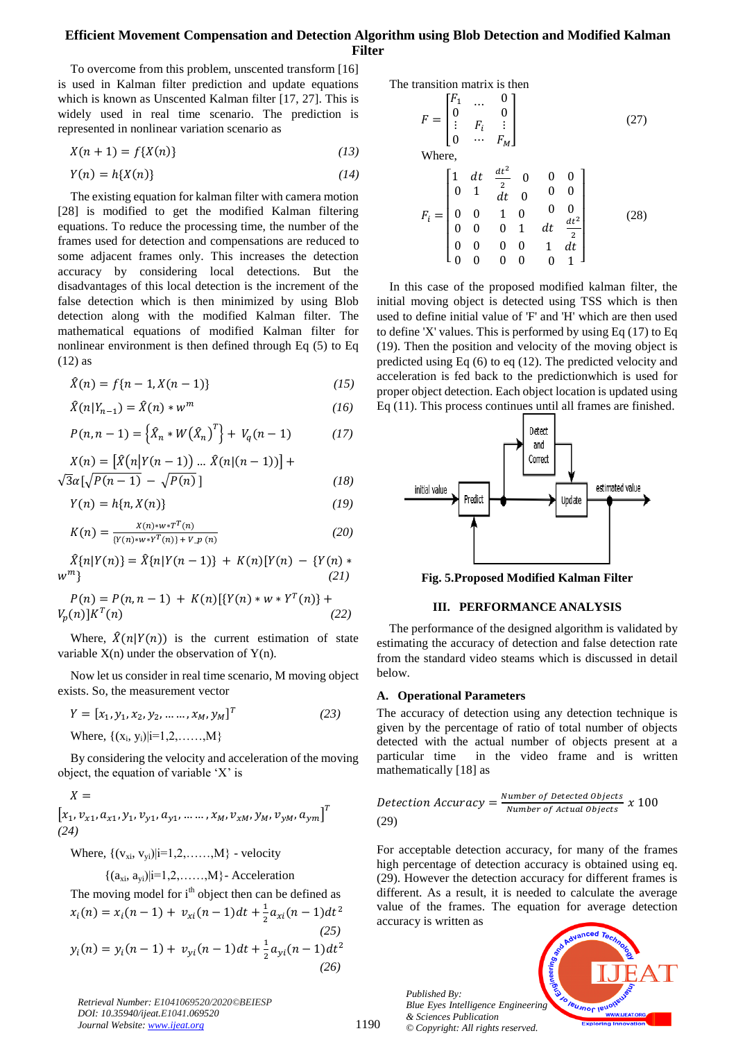To overcome from this problem, unscented transform [16] is used in Kalman filter prediction and update equations which is known as Unscented Kalman filter [17, 27]. This is widely used in real time scenario. The prediction is represented in nonlinear variation scenario as

$$X(n+1) = f\{X(n)\} \tag{13}$$

$$Y(n) = h\{X(n)\} \tag{14}$$

The existing equation for kalman filter with camera motion [28] is modified to get the modified Kalman filtering equations. To reduce the processing time, the number of the frames used for detection and compensations are reduced to some adjacent frames only. This increases the detection accuracy by considering local detections. But the disadvantages of this local detection is the increment of the false detection which is then minimized by using Blob detection along with the modified Kalman filter. The mathematical equations of modified Kalman filter for nonlinear environment is then defined through Eq (5) to Eq (12) as

$$\hat{X}(n) = f\{n-1, X(n-1)\} \tag{15}$$

$$\hat{X}(n|Y_{n-1}) = \hat{X}(n) * w^m \tag{16}$$

$$P(n, n-1) = \left\{\hat{X}_n * W\left(\hat{X}_n\right)^T\right\} + V_q(n-1) \tag{17}$$

$$X(n) = \left[\hat{X}(n|Y(n-1)) \ldots \hat{X}(n|(n-1))\right] + \sqrt{3}\alpha\left[\sqrt{P(n-1)} - \sqrt{P(n)}\,\right] \tag{18}$$

$$Y(n) = h\{n, X(n)\} \tag{19}$$

$$K(n) = \frac{X(n) * w * T^T(n)}{\{Y(n) * w * Y^T(n)\} + V\_p\,(n)} \tag{20}$$

$$\hat{X}\{n|Y(n)\} = \hat{X}\{n|Y(n-1)\} + K(n)[Y(n) - \{Y(n) * w^m\} \tag{21}$$

$$P(n) = P(n, n-1) + K(n)[\{Y(n) * w * Y^T(n)\} + V_p(n)]K^T(n) \tag{22}$$

Where, $\hat{X}(n|Y(n))$ is the current estimation of state variable X(n) under the observation of Y(n).

Now let us consider in real time scenario, M moving object exists. So, the measurement vector

$$Y = [x_1, y_1, x_2, y_2, \ldots \ldots, x_M, y_M]^T \tag{23}$$

Where, $\{(x_i, y_i)|i=1,2,\ldots\ldots,M\}$

By considering the velocity and acceleration of the moving object, the equation of variable 'X' is

$$X = [x_1, v_{x1}, a_{x1}, y_1, v_{y1}, a_{y1}, \ldots \ldots, x_M, v_{xM}, y_M, v_{yM}, a_{ym}]^T \tag{24}$$

Where, $\{(v_{xi}, v_{yi})|i=1,2,\ldots\ldots,M\}$ - velocity

$\{(a_{xi}, a_{yi})|i=1,2,\ldots\ldots,M\}$- Acceleration

The moving model for i[th] object then can be defined as

$$x_i(n) = x_i(n-1) + v_{xi}(n-1)dt + \frac{1}{2}a_{xi}(n-1)dt^2 \tag{25}$$

$$y_i(n) = y_i(n-1) + v_{yi}(n-1)dt + \frac{1}{2}a_{yi}(n-1)dt^2 \tag{26}$$

The transition matrix is then

$$F = \begin{bmatrix} F_1 & \cdots & 0 \\ 0 & & 0 \\ \vdots & F_i & \vdots \\ 0 & \cdots & F_M \end{bmatrix} \tag{27}$$

Where,

$$F_i = \begin{bmatrix} 1 & dt & \frac{dt^2}{2} & 0 & 0 & 0 \\ 0 & 1 & dt & 0 & 0 & 0 \\ 0 & 0 & 1 & 0 & 0 & 0 \\ 0 & 0 & 0 & 1 & dt & \frac{dt^2}{2} \\ 0 & 0 & 0 & 0 & 1 & dt \\ 0 & 0 & 0 & 0 & 0 & 1 \end{bmatrix} \tag{28}$$

In this case of the proposed modified kalman filter, the initial moving object is detected using TSS which is then used to define initial value of 'F' and 'H' which are then used to define 'X' values. This is performed by using Eq (17) to Eq (19). Then the position and velocity of the moving object is predicted using Eq (6) to eq (12). The predicted velocity and acceleration is fed back to the predictionwhich is used for proper object detection. Each object location is updated using Eq (11). This process continues until all frames are finished.

initial value → Predict → Detect and Correct → Update → estimated value

**Fig. 5.Proposed Modified Kalman Filter**

## III. PERFORMANCE ANALYSIS

The performance of the designed algorithm is validated by estimating the accuracy of detection and false detection rate from the standard video steams which is discussed in detail below.

### A. Operational Parameters

The accuracy of detection using any detection technique is given by the percentage of ratio of total number of objects detected with the actual number of objects present at a particular time in the video frame and is written mathematically [18] as

$$Detection\ Accuracy = \frac{Number\ of\ Detected\ Objects}{Number\ of\ Actual\ Objects} \times 100 \tag{29}$$

For acceptable detection accuracy, for many of the frames high percentage of detection accuracy is obtained using eq. (29). However the detection accuracy for different frames is different. As a result, it is needed to calculate the average value of the frames. The equation for average detection accuracy is written as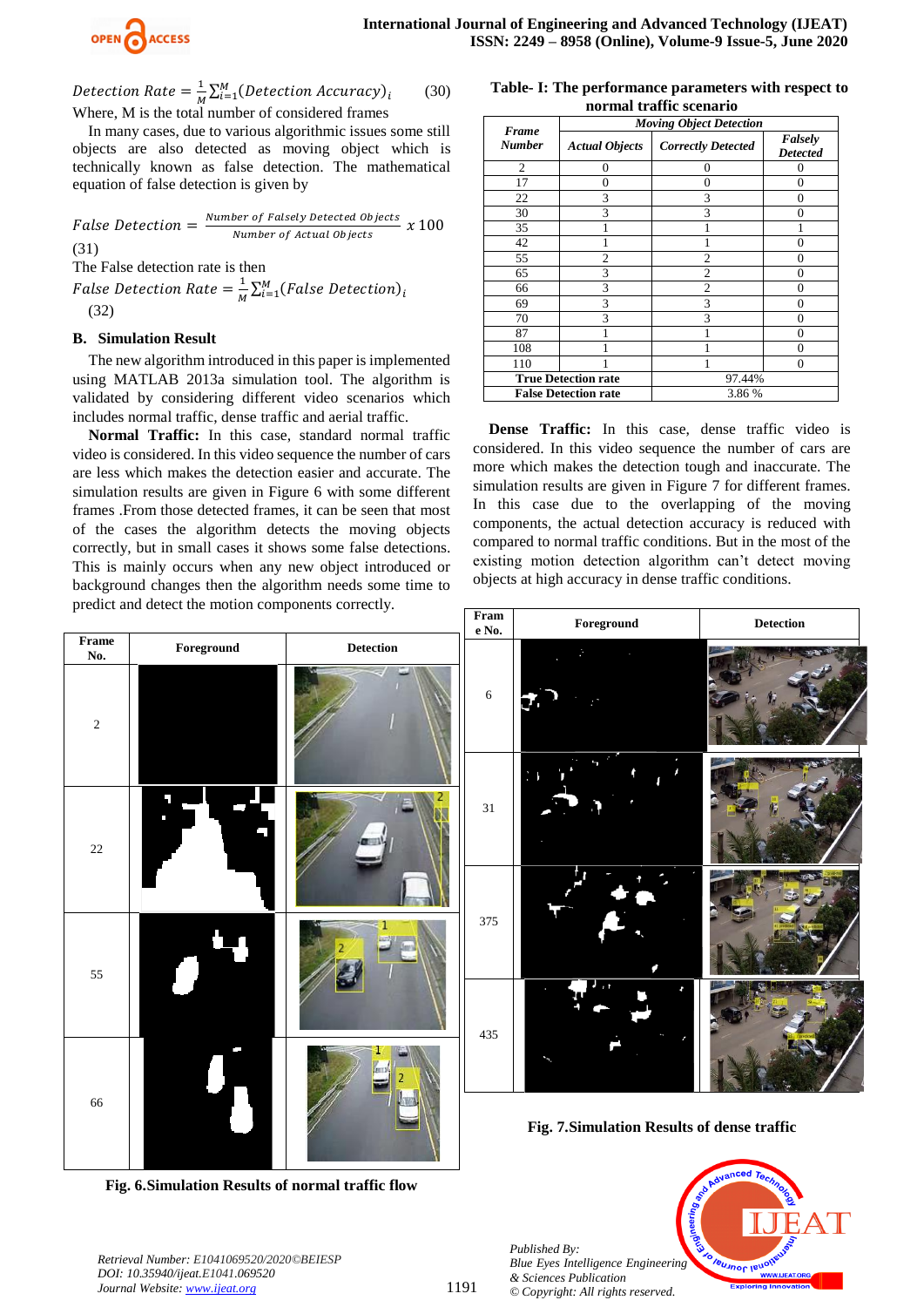$$Detection\ Rate = \frac{1}{M}\sum_{i=1}^{M}(Detection\ Accuracy)_i \quad (30)$$

Where, M is the total number of considered frames

In many cases, due to various algorithmic issues some still objects are also detected as moving object which is technically known as false detection. The mathematical equation of false detection is given by

$$False\ Detection = \frac{Number\ of\ Falsely\ Detected\ Objects}{Number\ of\ Actual\ Objects}\ x\ 100 \quad (31)$$

The False detection rate is then

$$False\ Detection\ Rate = \frac{1}{M}\sum_{i=1}^{M}(False\ Detection)_i \quad (32)$$

### B. Simulation Result

The new algorithm introduced in this paper is implemented using MATLAB 2013a simulation tool. The algorithm is validated by considering different video scenarios which includes normal traffic, dense traffic and aerial traffic.

**Normal Traffic:** In this case, standard normal traffic video is considered. In this video sequence the number of cars are less which makes the detection easier and accurate. The simulation results are given in Figure 6 with some different frames .From those detected frames, it can be seen that most of the cases the algorithm detects the moving objects correctly, but in small cases it shows some false detections. This is mainly occurs when any new object introduced or background changes then the algorithm needs some time to predict and detect the motion components correctly.

**Table- I: The performance parameters with respect to normal traffic scenario**

| Frame Number | Moving Object Detection | | |
|---|---|---|---|
| | Actual Objects | Correctly Detected | Falsely Detected |
| 2 | 0 | 0 | 0 |
| 17 | 0 | 0 | 0 |
| 22 | 3 | 3 | 0 |
| 30 | 3 | 3 | 0 |
| 35 | 1 | 1 | 1 |
| 42 | 1 | 1 | 0 |
| 55 | 2 | 2 | 0 |
| 65 | 3 | 2 | 0 |
| 66 | 3 | 2 | 0 |
| 69 | 3 | 3 | 0 |
| 70 | 3 | 3 | 0 |
| 87 | 1 | 1 | 0 |
| 108 | 1 | 1 | 0 |
| 110 | 1 | 1 | 0 |
| True Detection rate | | 97.44% | |
| False Detection rate | | 3.86 % | |

**Dense Traffic:** In this case, dense traffic video is considered. In this video sequence the number of cars are more which makes the detection tough and inaccurate. The simulation results are given in Figure 7 for different frames. In this case due to the overlapping of the moving components, the actual detection accuracy is reduced with compared to normal traffic conditions. But in the most of the existing motion detection algorithm can't detect moving objects at high accuracy in dense traffic conditions.

| Frame No. | Foreground | Detection |
|---|---|---|
| 2 | | |
| 22 | | |
| 55 | | |
| 66 | | |

**Fig. 6.Simulation Results of normal traffic flow**

| Frame No. | Foreground | Detection |
|---|---|---|
| 6 | | |
| 31 | | |
| 375 | | |
| 435 | | |

**Fig. 7.Simulation Results of dense traffic**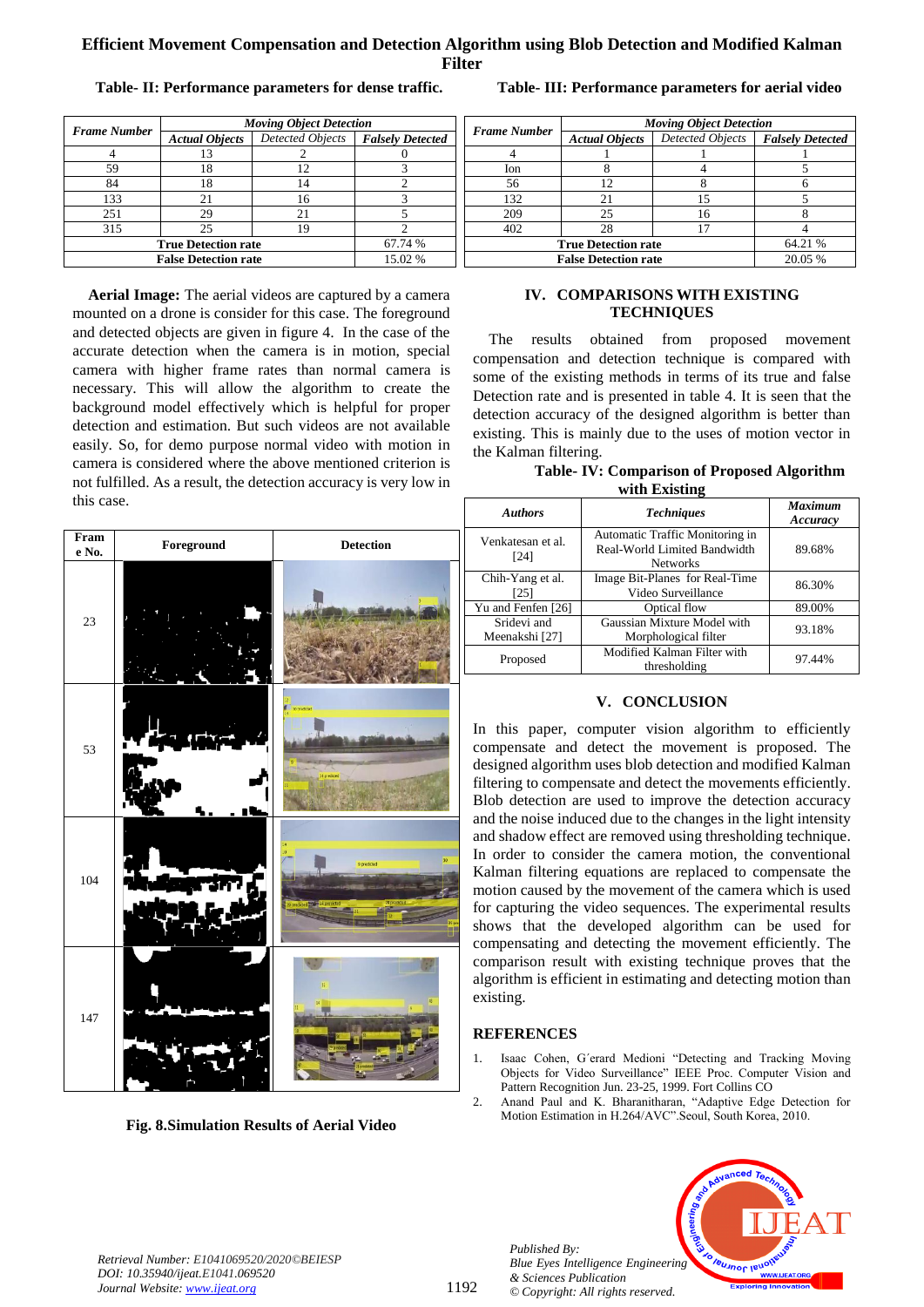**Table- II: Performance parameters for dense traffic.**

| Frame Number | Moving Object Detection | | |
|---|---|---|---|
| | Actual Objects | Detected Objects | Falsely Detected |
| 4 | 13 | 2 | 0 |
| 59 | 18 | 12 | 3 |
| 84 | 18 | 14 | 2 |
| 133 | 21 | 16 | 3 |
| 251 | 29 | 21 | 5 |
| 315 | 25 | 19 | 2 |
| True Detection rate | | | 67.74 % |
| False Detection rate | | | 15.02 % |

**Table- III: Performance parameters for aerial video**

| Frame Number | Moving Object Detection | | |
|---|---|---|---|
| | Actual Objects | Detected Objects | Falsely Detected |
| 4 | 1 | 1 | 1 |
| Ion | 8 | 4 | 5 |
| 56 | 12 | 8 | 6 |
| 132 | 21 | 15 | 5 |
| 209 | 25 | 16 | 8 |
| 402 | 28 | 17 | 4 |
| True Detection rate | | | 64.21 % |
| False Detection rate | | | 20.05 % |

**Aerial Image:** The aerial videos are captured by a camera mounted on a drone is consider for this case. The foreground and detected objects are given in figure 4. In the case of the accurate detection when the camera is in motion, special camera with higher frame rates than normal camera is necessary. This will allow the algorithm to create the background model effectively which is helpful for proper detection and estimation. But such videos are not available easily. So, for demo purpose normal video with motion in camera is considered where the above mentioned criterion is not fulfilled. As a result, the detection accuracy is very low in this case.

| Frame No. | Foreground | Detection |
|---|---|---|
| 23 | | |
| 53 | | |
| 104 | | |
| 147 | | |

**Fig. 8.Simulation Results of Aerial Video**

## IV. COMPARISONS WITH EXISTING TECHNIQUES

The results obtained from proposed movement compensation and detection technique is compared with some of the existing methods in terms of its true and false Detection rate and is presented in table 4. It is seen that the detection accuracy of the designed algorithm is better than existing. This is mainly due to the uses of motion vector in the Kalman filtering.

**Table- IV: Comparison of Proposed Algorithm with Existing**

| Authors | Techniques | Maximum Accuracy |
|---|---|---|
| Venkatesan et al. [24] | Automatic Traffic Monitoring in Real-World Limited Bandwidth Networks | 89.68% |
| Chih-Yang et al. [25] | Image Bit-Planes for Real-Time Video Surveillance | 86.30% |
| Yu and Fenfen [26] | Optical flow | 89.00% |
| Sridevi and Meenakshi [27] | Gaussian Mixture Model with Morphological filter | 93.18% |
| Proposed | Modified Kalman Filter with thresholding | 97.44% |

## V. CONCLUSION

In this paper, computer vision algorithm to efficiently compensate and detect the movement is proposed. The designed algorithm uses blob detection and modified Kalman filtering to compensate and detect the movements efficiently. Blob detection are used to improve the detection accuracy and the noise induced due to the changes in the light intensity and shadow effect are removed using thresholding technique. In order to consider the camera motion, the conventional Kalman filtering equations are replaced to compensate the motion caused by the movement of the camera which is used for capturing the video sequences. The experimental results shows that the developed algorithm can be used for compensating and detecting the movement efficiently. The comparison result with existing technique proves that the algorithm is efficient in estimating and detecting motion than existing.

## REFERENCES

1. Isaac Cohen, G´erard Medioni "Detecting and Tracking Moving Objects for Video Surveillance" IEEE Proc. Computer Vision and Pattern Recognition Jun. 23-25, 1999. Fort Collins CO
2. Anand Paul and K. Bharanitharan, "Adaptive Edge Detection for Motion Estimation in H.264/AVC".Seoul, South Korea, 2010.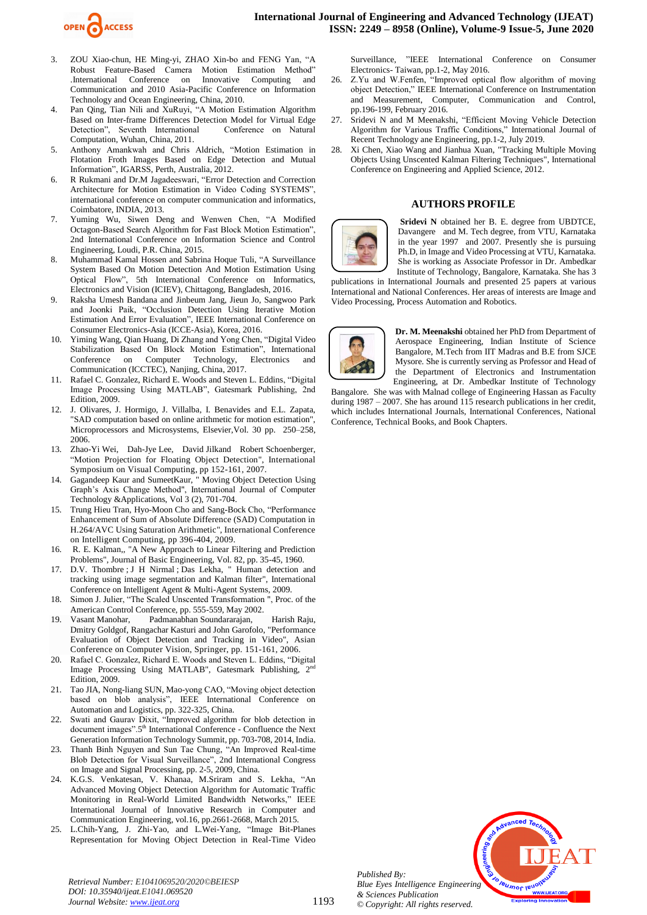3. ZOU Xiao-chun, HE Ming-yi, ZHAO Xin-bo and FENG Yan, "A Robust Feature-Based Camera Motion Estimation Method" .International Conference on Innovative Computing and Communication and 2010 Asia-Pacific Conference on Information Technology and Ocean Engineering, China, 2010.
4. Pan Qing, Tian Nili and XuRuyi, "A Motion Estimation Algorithm Based on Inter-frame Differences Detection Model for Virtual Edge Detection", Seventh International Conference on Natural Computation, Wuhan, China, 2011.
5. Anthony Amankwah and Chris Aldrich, "Motion Estimation in Flotation Froth Images Based on Edge Detection and Mutual Information", IGARSS, Perth, Australia, 2012.
6. R Rukmani and Dr.M Jagadeeswari, "Error Detection and Correction Architecture for Motion Estimation in Video Coding SYSTEMS", international conference on computer communication and informatics, Coimbatore, INDIA, 2013.
7. Yuming Wu, Siwen Deng and Wenwen Chen, "A Modified Octagon-Based Search Algorithm for Fast Block Motion Estimation", 2nd International Conference on Information Science and Control Engineering, Loudi, P.R. China, 2015.
8. Muhammad Kamal Hossen and Sabrina Hoque Tuli, "A Surveillance System Based On Motion Detection And Motion Estimation Using Optical Flow", 5th International Conference on Informatics, Electronics and Vision (ICIEV), Chittagong, Bangladesh, 2016.
9. Raksha Umesh Bandana and Jinbeum Jang, Jieun Jo, Sangwoo Park and Joonki Paik, "Occlusion Detection Using Iterative Motion Estimation And Error Evaluation", IEEE International Conference on Consumer Electronics-Asia (ICCE-Asia), Korea, 2016.
10. Yiming Wang, Qian Huang, Di Zhang and Yong Chen, "Digital Video Stabilization Based On Block Motion Estimation", International Conference on Computer Technology, Electronics and Communication (ICCTEC), Nanjing, China, 2017.
11. Rafael C. Gonzalez, Richard E. Woods and Steven L. Eddins, "Digital Image Processing Using MATLAB", Gatesmark Publishing, 2nd Edition, 2009.
12. J. Olivares, J. Hormigo, J. Villalba, I. Benavides and E.L. Zapata, "SAD computation based on online arithmetic for motion estimation", Microprocessors and Microsystems, Elsevier,Vol. 30 pp. 250–258, 2006.
13. Zhao-Yi Wei, Dah-Jye Lee, David Jilkand Robert Schoenberger, "Motion Projection for Floating Object Detection", International Symposium on Visual Computing, pp 152-161, 2007.
14. Gagandeep Kaur and SumeetKaur, " Moving Object Detection Using Graph's Axis Change Method", International Journal of Computer Technology &Applications, Vol 3 (2), 701-704.
15. Trung Hieu Tran, Hyo-Moon Cho and Sang-Bock Cho, "Performance Enhancement of Sum of Absolute Difference (SAD) Computation in H.264/AVC Using Saturation Arithmetic", International Conference on Intelligent Computing, pp 396-404, 2009.
16. R. E. Kalman,, "A New Approach to Linear Filtering and Prediction Problems", Journal of Basic Engineering, Vol. 82, pp. 35-45, 1960.
17. D.V. Thombre ; J H Nirmal ; Das Lekha, " Human detection and tracking using image segmentation and Kalman filter", International Conference on Intelligent Agent & Multi-Agent Systems, 2009.
18. Simon J. Julier, "The Scaled Unscented Transformation ", Proc. of the American Control Conference, pp. 555-559, May 2002.
19. Vasant Manohar, Padmanabhan Soundararajan, Harish Raju, Dmitry Goldgof, Rangachar Kasturi and John Garofolo, "Performance Evaluation of Object Detection and Tracking in Video", Asian Conference on Computer Vision, Springer, pp. 151-161, 2006.
20. Rafael C. Gonzalez, Richard E. Woods and Steven L. Eddins, "Digital Image Processing Using MATLAB", Gatesmark Publishing, 2nd Edition, 2009.
21. Tao JIA, Nong-liang SUN, Mao-yong CAO, "Moving object detection based on blob analysis", IEEE International Conference on Automation and Logistics, pp. 322-325, China.
22. Swati and Gaurav Dixit, "Improved algorithm for blob detection in document images".5th International Conference - Confluence the Next Generation Information Technology Summit, pp. 703-708, 2014, India.
23. Thanh Binh Nguyen and Sun Tae Chung, "An Improved Real-time Blob Detection for Visual Surveillance", 2nd International Congress on Image and Signal Processing, pp. 2-5, 2009, China.
24. K.G.S. Venkatesan, V. Khanaa, M.Sriram and S. Lekha, "An Advanced Moving Object Detection Algorithm for Automatic Traffic Monitoring in Real-World Limited Bandwidth Networks," IEEE International Journal of Innovative Research in Computer and Communication Engineering, vol.16, pp.2661-2668, March 2015.
25. L.Chih-Yang, J. Zhi-Yao, and L.Wei-Yang, "Image Bit-Planes Representation for Moving Object Detection in Real-Time Video Surveillance, "IEEE International Conference on Consumer Electronics- Taiwan, pp.1-2, May 2016.
26. Z.Yu and W.Fenfen, "Improved optical flow algorithm of moving object Detection," IEEE International Conference on Instrumentation and Measurement, Computer, Communication and Control, pp.196-199, February 2016.
27. Sridevi N and M Meenakshi, "Efficient Moving Vehicle Detection Algorithm for Various Traffic Conditions," International Journal of Recent Technology ane Engineering, pp.1-2, July 2019.
28. Xi Chen, Xiao Wang and Jianhua Xuan, "Tracking Multiple Moving Objects Using Unscented Kalman Filtering Techniques", International Conference on Engineering and Applied Science, 2012.

## AUTHORS PROFILE

**Sridevi N** obtained her B. E. degree from UBDTCE, Davangere and M. Tech degree, from VTU, Karnataka in the year 1997 and 2007. Presently she is pursuing Ph.D, in Image and Video Processing at VTU, Karnataka. She is working as Associate Professor in Dr. Ambedkar Institute of Technology, Bangalore, Karnataka. She has 3 publications in International Journals and presented 25 papers at various International and National Conferences. Her areas of interests are Image and Video Processing, Process Automation and Robotics.

**Dr. M. Meenakshi** obtained her PhD from Department of Aerospace Engineering, Indian Institute of Science Bangalore, M.Tech from IIT Madras and B.E from SJCE Mysore. She is currently serving as Professor and Head of the Department of Electronics and Instrumentation Engineering, at Dr. Ambedkar Institute of Technology Bangalore. She was with Malnad college of Engineering Hassan as Faculty during 1987 – 2007. She has around 115 research publications in her credit, which includes International Journals, International Conferences, National Conference, Technical Books, and Book Chapters.